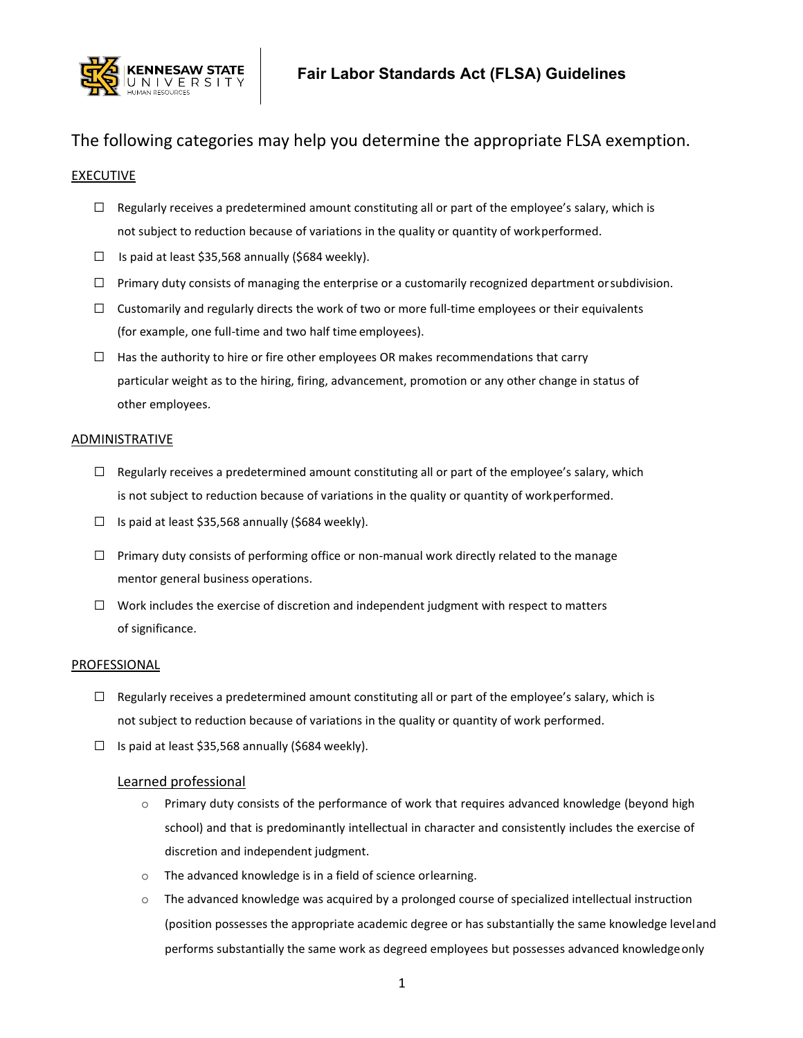# Fair Labor Standards Act (FLSA) Guidelines

## The following categories may help you determine the appropriate FLSA exemption.

### EXECUTIVE

- ☐ Regularly receives a predetermined amount constituting all or part of the employee's salary, which is not subject to reduction because of variations in the quality or quantity of workperformed.
- ☐ Is paid at least $35,568 annually ($684 weekly).
- ☐ Primary duty consists of managing the enterprise or a customarily recognized department orsubdivision.
- ☐ Customarily and regularly directs the work of two or more full-time employees or their equivalents (for example, one full-time and two half time employees).
- ☐ Has the authority to hire or fire other employees OR makes recommendations that carry particular weight as to the hiring, firing, advancement, promotion or any other change in status of other employees.

### ADMINISTRATIVE

- ☐ Regularly receives a predetermined amount constituting all or part of the employee's salary, which is not subject to reduction because of variations in the quality or quantity of workperformed.
- ☐ Is paid at least $35,568 annually ($684 weekly).
- ☐ Primary duty consists of performing office or non-manual work directly related to the manage mentor general business operations.
- ☐ Work includes the exercise of discretion and independent judgment with respect to matters of significance.

### PROFESSIONAL

- ☐ Regularly receives a predetermined amount constituting all or part of the employee's salary, which is not subject to reduction because of variations in the quality or quantity of work performed.
- ☐ Is paid at least $35,568 annually ($684 weekly).

#### Learned professional

- Primary duty consists of the performance of work that requires advanced knowledge (beyond high school) and that is predominantly intellectual in character and consistently includes the exercise of discretion and independent judgment.
- The advanced knowledge is in a field of science orlearning.
- The advanced knowledge was acquired by a prolonged course of specialized intellectual instruction (position possesses the appropriate academic degree or has substantially the same knowledge leveland performs substantially the same work as degreed employees but possesses advanced knowledgeonly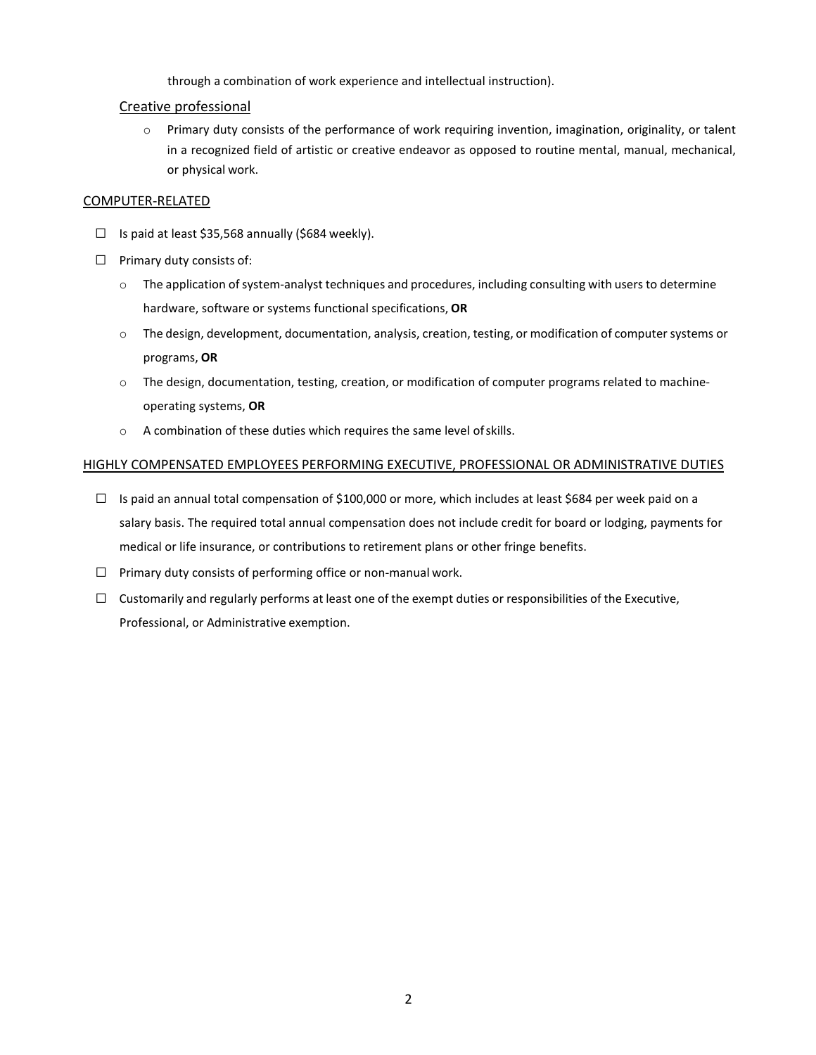through a combination of work experience and intellectual instruction).

Creative professional

- Primary duty consists of the performance of work requiring invention, imagination, originality, or talent in a recognized field of artistic or creative endeavor as opposed to routine mental, manual, mechanical, or physical work.

COMPUTER-RELATED

- ☐ Is paid at least $35,568 annually ($684 weekly).
- ☐ Primary duty consists of:
  - The application of system-analyst techniques and procedures, including consulting with users to determine hardware, software or systems functional specifications, **OR**
  - The design, development, documentation, analysis, creation, testing, or modification of computer systems or programs, **OR**
  - The design, documentation, testing, creation, or modification of computer programs related to machine-operating systems, **OR**
  - A combination of these duties which requires the same level of skills.

HIGHLY COMPENSATED EMPLOYEES PERFORMING EXECUTIVE, PROFESSIONAL OR ADMINISTRATIVE DUTIES

- ☐ Is paid an annual total compensation of $100,000 or more, which includes at least $684 per week paid on a salary basis. The required total annual compensation does not include credit for board or lodging, payments for medical or life insurance, or contributions to retirement plans or other fringe benefits.
- ☐ Primary duty consists of performing office or non-manual work.
- ☐ Customarily and regularly performs at least one of the exempt duties or responsibilities of the Executive, Professional, or Administrative exemption.